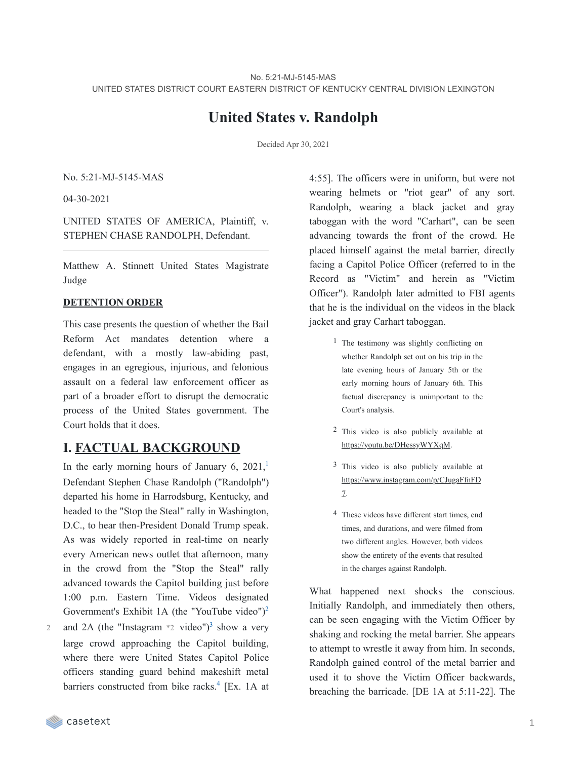No. 5:21-MJ-5145-MAS

UNITED STATES DISTRICT COURT EASTERN DISTRICT OF KENTUCKY CENTRAL DIVISION LEXINGTON

# United States v. Randolph

Decided Apr 30, 2021

No. 5:21-MJ-5145-MAS

04-30-2021

UNITED STATES OF AMERICA, Plaintiff, v. STEPHEN CHASE RANDOLPH, Defendant.

Matthew A. Stinnett United States Magistrate Judge

**DETENTION ORDER**

This case presents the question of whether the Bail Reform Act mandates detention where a defendant, with a mostly law-abiding past, engages in an egregious, injurious, and felonious assault on a federal law enforcement officer as part of a broader effort to disrupt the democratic process of the United States government. The Court holds that it does.

## I. FACTUAL BACKGROUND

In the early morning hours of January 6, 2021,[1] Defendant Stephen Chase Randolph ("Randolph") departed his home in Harrodsburg, Kentucky, and headed to the "Stop the Steal" rally in Washington, D.C., to hear then-President Donald Trump speak. As was widely reported in real-time on nearly every American news outlet that afternoon, many in the crowd from the "Stop the Steal" rally advanced towards the Capitol building just before 1:00 p.m. Eastern Time. Videos designated Government's Exhibit 1A (the "YouTube video")[2] and 2A (the "Instagram *2 video")[3] show a very large crowd approaching the Capitol building, where there were United States Capitol Police officers standing guard behind makeshift metal barriers constructed from bike racks.[4] [Ex. 1A at 4:55]. The officers were in uniform, but were not wearing helmets or "riot gear" of any sort. Randolph, wearing a black jacket and gray taboggan with the word "Carhart", can be seen advancing towards the front of the crowd. He placed himself against the metal barrier, directly facing a Capitol Police Officer (referred to in the Record as "Victim" and herein as "Victim Officer"). Randolph later admitted to FBI agents that he is the individual on the videos in the black jacket and gray Carhart taboggan.

[1] The testimony was slightly conflicting on whether Randolph set out on his trip in the late evening hours of January 5th or the early morning hours of January 6th. This factual discrepancy is unimportant to the Court's analysis.

[2] This video is also publicly available at https://youtu.be/DHessyWYXqM.

[3] This video is also publicly available at https://www.instagram.com/p/CJugaFfnFD7.

[4] These videos have different start times, end times, and durations, and were filmed from two different angles. However, both videos show the entirety of the events that resulted in the charges against Randolph.

What happened next shocks the conscious. Initially Randolph, and immediately then others, can be seen engaging with the Victim Officer by shaking and rocking the metal barrier. She appears to attempt to wrestle it away from him. In seconds, Randolph gained control of the metal barrier and used it to shove the Victim Officer backwards, breaching the barricade. [DE 1A at 5:11-22]. The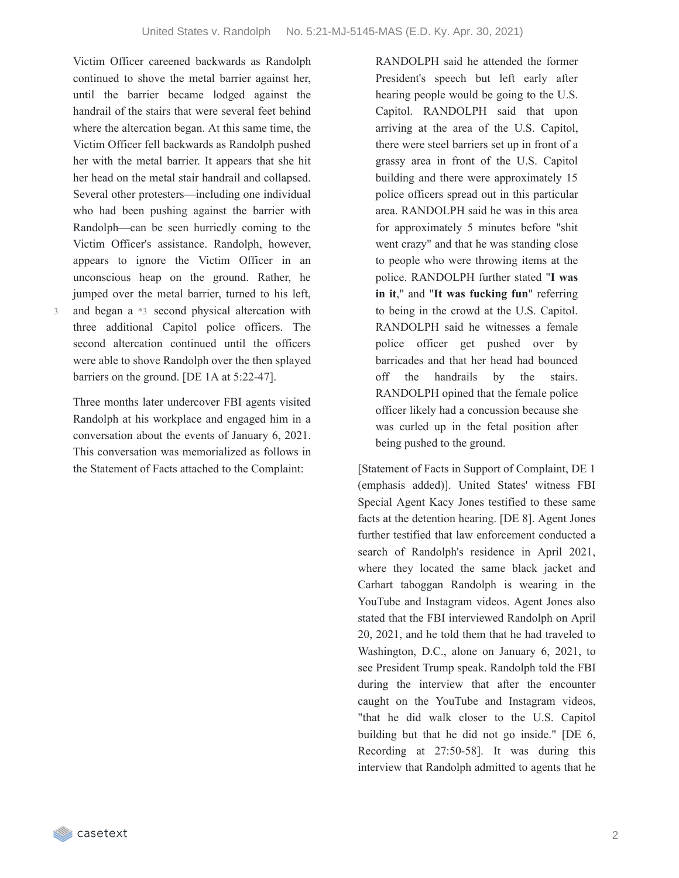Victim Officer careened backwards as Randolph continued to shove the metal barrier against her, until the barrier became lodged against the handrail of the stairs that were several feet behind where the altercation began. At this same time, the Victim Officer fell backwards as Randolph pushed her with the metal barrier. It appears that she hit her head on the metal stair handrail and collapsed. Several other protesters—including one individual who had been pushing against the barrier with Randolph—can be seen hurriedly coming to the Victim Officer's assistance. Randolph, however, appears to ignore the Victim Officer in an unconscious heap on the ground. Rather, he jumped over the metal barrier, turned to his left, and began a *3 second physical altercation with three additional Capitol police officers. The second altercation continued until the officers were able to shove Randolph over the then splayed barriers on the ground. [DE 1A at 5:22-47].

Three months later undercover FBI agents visited Randolph at his workplace and engaged him in a conversation about the events of January 6, 2021. This conversation was memorialized as follows in the Statement of Facts attached to the Complaint:

> RANDOLPH said he attended the former President's speech but left early after hearing people would be going to the U.S. Capitol. RANDOLPH said that upon arriving at the area of the U.S. Capitol, there were steel barriers set up in front of a grassy area in front of the U.S. Capitol building and there were approximately 15 police officers spread out in this particular area. RANDOLPH said he was in this area for approximately 5 minutes before "shit went crazy" and that he was standing close to people who were throwing items at the police. RANDOLPH further stated "**I was in it**," and "**It was fucking fun**" referring to being in the crowd at the U.S. Capitol. RANDOLPH said he witnesses a female police officer get pushed over by barricades and that her head had bounced off the handrails by the stairs. RANDOLPH opined that the female police officer likely had a concussion because she was curled up in the fetal position after being pushed to the ground.

[Statement of Facts in Support of Complaint, DE 1 (emphasis added)]. United States' witness FBI Special Agent Kacy Jones testified to these same facts at the detention hearing. [DE 8]. Agent Jones further testified that law enforcement conducted a search of Randolph's residence in April 2021, where they located the same black jacket and Carhart taboggan Randolph is wearing in the YouTube and Instagram videos. Agent Jones also stated that the FBI interviewed Randolph on April 20, 2021, and he told them that he had traveled to Washington, D.C., alone on January 6, 2021, to see President Trump speak. Randolph told the FBI during the interview that after the encounter caught on the YouTube and Instagram videos, "that he did walk closer to the U.S. Capitol building but that he did not go inside." [DE 6, Recording at 27:50-58]. It was during this interview that Randolph admitted to agents that he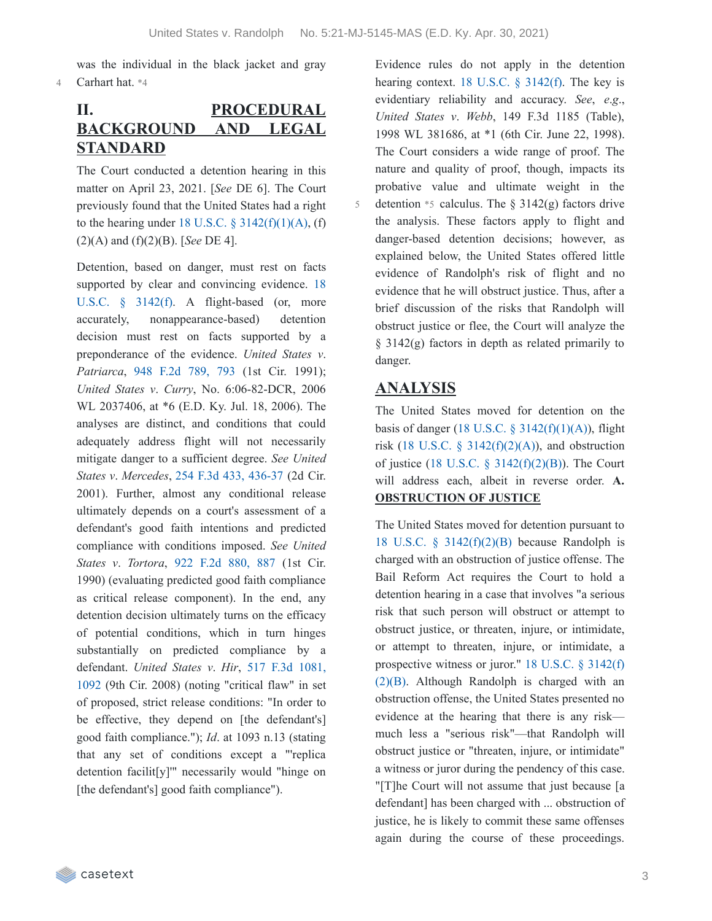was the individual in the black jacket and gray Carhart hat. *4

## II. PROCEDURAL BACKGROUND AND LEGAL STANDARD

The Court conducted a detention hearing in this matter on April 23, 2021. [*See* DE 6]. The Court previously found that the United States had a right to the hearing under 18 U.S.C. § 3142(f)(1)(A), (f)(2)(A) and (f)(2)(B). [*See* DE 4].

Detention, based on danger, must rest on facts supported by clear and convincing evidence. 18 U.S.C. § 3142(f). A flight-based (or, more accurately, nonappearance-based) detention decision must rest on facts supported by a preponderance of the evidence. *United States v. Patriarca*, 948 F.2d 789, 793 (1st Cir. 1991); *United States v. Curry*, No. 6:06-82-DCR, 2006 WL 2037406, at *6 (E.D. Ky. Jul. 18, 2006). The analyses are distinct, and conditions that could adequately address flight will not necessarily mitigate danger to a sufficient degree. *See United States v. Mercedes*, 254 F.3d 433, 436-37 (2d Cir. 2001). Further, almost any conditional release ultimately depends on a court's assessment of a defendant's good faith intentions and predicted compliance with conditions imposed. *See United States v. Tortora*, 922 F.2d 880, 887 (1st Cir. 1990) (evaluating predicted good faith compliance as critical release component). In the end, any detention decision ultimately turns on the efficacy of potential conditions, which in turn hinges substantially on predicted compliance by a defendant. *United States v. Hir*, 517 F.3d 1081, 1092 (9th Cir. 2008) (noting "critical flaw" in set of proposed, strict release conditions: "In order to be effective, they depend on [the defendant's] good faith compliance."); *Id*. at 1093 n.13 (stating that any set of conditions except a "'replica detention facilit[y]'" necessarily would "hinge on [the defendant's] good faith compliance").

Evidence rules do not apply in the detention hearing context. 18 U.S.C. § 3142(f). The key is evidentiary reliability and accuracy. *See*, *e.g.*, *United States v. Webb*, 149 F.3d 1185 (Table), 1998 WL 381686, at *1 (6th Cir. June 22, 1998). The Court considers a wide range of proof. The nature and quality of proof, though, impacts its probative value and ultimate weight in the detention *5 calculus. The § 3142(g) factors drive the analysis. These factors apply to flight and danger-based detention decisions; however, as explained below, the United States offered little evidence of Randolph's risk of flight and no evidence that he will obstruct justice. Thus, after a brief discussion of the risks that Randolph will obstruct justice or flee, the Court will analyze the § 3142(g) factors in depth as related primarily to danger.

## ANALYSIS

The United States moved for detention on the basis of danger (18 U.S.C. § 3142(f)(1)(A)), flight risk (18 U.S.C. § 3142(f)(2)(A)), and obstruction of justice (18 U.S.C. § 3142(f)(2)(B)). The Court will address each, albeit in reverse order.

### A. OBSTRUCTION OF JUSTICE

The United States moved for detention pursuant to 18 U.S.C. § 3142(f)(2)(B) because Randolph is charged with an obstruction of justice offense. The Bail Reform Act requires the Court to hold a detention hearing in a case that involves "a serious risk that such person will obstruct or attempt to obstruct justice, or threaten, injure, or intimidate, or attempt to threaten, injure, or intimidate, a prospective witness or juror." 18 U.S.C. § 3142(f)(2)(B). Although Randolph is charged with an obstruction offense, the United States presented no evidence at the hearing that there is any risk—much less a "serious risk"—that Randolph will obstruct justice or "threaten, injure, or intimidate" a witness or juror during the pendency of this case. "[T]he Court will not assume that just because [a defendant] has been charged with ... obstruction of justice, he is likely to commit these same offenses again during the course of these proceedings.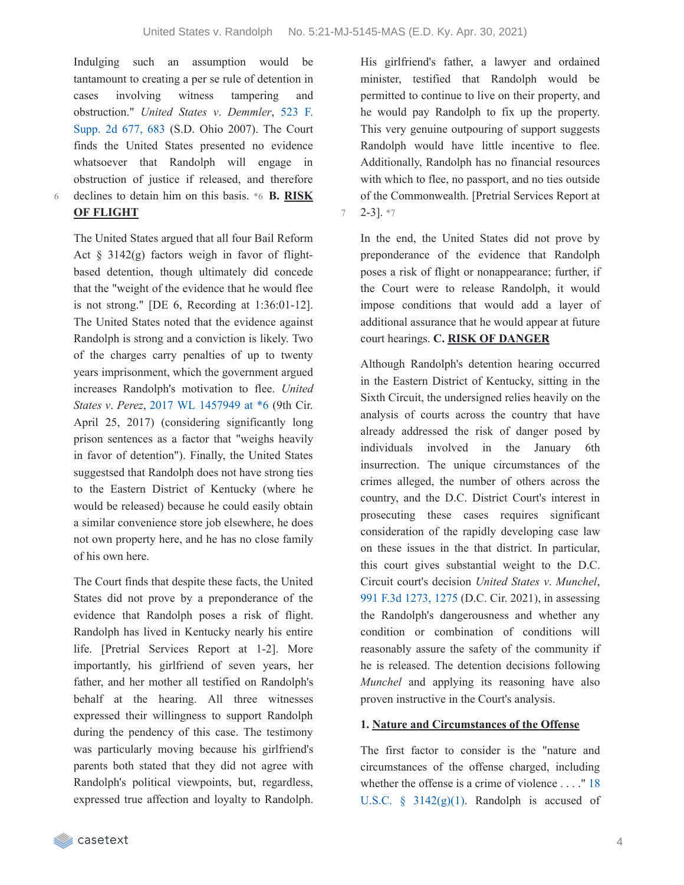Indulging such an assumption would be tantamount to creating a per se rule of detention in cases involving witness tampering and obstruction." *United States v. Demmler*, 523 F. Supp. 2d 677, 683 (S.D. Ohio 2007). The Court finds the United States presented no evidence whatsoever that Randolph will engage in obstruction of justice if released, and therefore declines to detain him on this basis. *6

**B. RISK OF FLIGHT**

The United States argued that all four Bail Reform Act § 3142(g) factors weigh in favor of flight-based detention, though ultimately did concede that the "weight of the evidence that he would flee is not strong." [DE 6, Recording at 1:36:01-12]. The United States noted that the evidence against Randolph is strong and a conviction is likely. Two of the charges carry penalties of up to twenty years imprisonment, which the government argued increases Randolph's motivation to flee. *United States v. Perez*, 2017 WL 1457949 at *6 (9th Cir. April 25, 2017) (considering significantly long prison sentences as a factor that "weighs heavily in favor of detention"). Finally, the United States suggestsed that Randolph does not have strong ties to the Eastern District of Kentucky (where he would be released) because he could easily obtain a similar convenience store job elsewhere, he does not own property here, and he has no close family of his own here.

The Court finds that despite these facts, the United States did not prove by a preponderance of the evidence that Randolph poses a risk of flight. Randolph has lived in Kentucky nearly his entire life. [Pretrial Services Report at 1-2]. More importantly, his girlfriend of seven years, her father, and her mother all testified on Randolph's behalf at the hearing. All three witnesses expressed their willingness to support Randolph during the pendency of this case. The testimony was particularly moving because his girlfriend's parents both stated that they did not agree with Randolph's political viewpoints, but, regardless, expressed true affection and loyalty to Randolph. His girlfriend's father, a lawyer and ordained minister, testified that Randolph would be permitted to continue to live on their property, and he would pay Randolph to fix up the property. This very genuine outpouring of support suggests Randolph would have little incentive to flee. Additionally, Randolph has no financial resources with which to flee, no passport, and no ties outside of the Commonwealth. [Pretrial Services Report at 2-3]. *7

In the end, the United States did not prove by preponderance of the evidence that Randolph poses a risk of flight or nonappearance; further, if the Court were to release Randolph, it would impose conditions that would add a layer of additional assurance that he would appear at future court hearings.

**C. RISK OF DANGER**

Although Randolph's detention hearing occurred in the Eastern District of Kentucky, sitting in the Sixth Circuit, the undersigned relies heavily on the analysis of courts across the country that have already addressed the risk of danger posed by individuals involved in the January 6th insurrection. The unique circumstances of the crimes alleged, the number of others across the country, and the D.C. District Court's interest in prosecuting these cases requires significant consideration of the rapidly developing case law on these issues in the that district. In particular, this court gives substantial weight to the D.C. Circuit court's decision *United States v. Munchel*, 991 F.3d 1273, 1275 (D.C. Cir. 2021), in assessing the Randolph's dangerousness and whether any condition or combination of conditions will reasonably assure the safety of the community if he is released. The detention decisions following *Munchel* and applying its reasoning have also proven instructive in the Court's analysis.

**1. Nature and Circumstances of the Offense**

The first factor to consider is the "nature and circumstances of the offense charged, including whether the offense is a crime of violence . . . ." 18 U.S.C. § 3142(g)(1). Randolph is accused of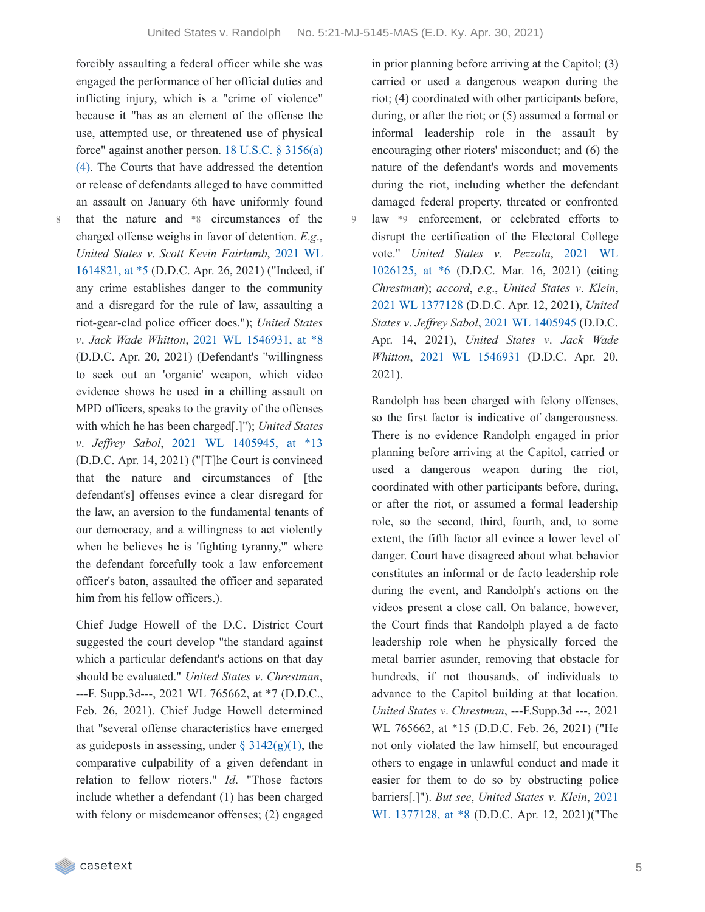forcibly assaulting a federal officer while she was engaged the performance of her official duties and inflicting injury, which is a "crime of violence" because it "has as an element of the offense the use, attempted use, or threatened use of physical force" against another person. 18 U.S.C. § 3156(a)(4). The Courts that have addressed the detention or release of defendants alleged to have committed an assault on January 6th have uniformly found that the nature and *8 circumstances of the charged offense weighs in favor of detention. *E.g.*, *United States v. Scott Kevin Fairlamb*, 2021 WL 1614821, at *5 (D.D.C. Apr. 26, 2021) ("Indeed, if any crime establishes danger to the community and a disregard for the rule of law, assaulting a riot-gear-clad police officer does."); *United States v. Jack Wade Whitton*, 2021 WL 1546931, at *8 (D.D.C. Apr. 20, 2021) (Defendant's "willingness to seek out an 'organic' weapon, which video evidence shows he used in a chilling assault on MPD officers, speaks to the gravity of the offenses with which he has been charged[.]"); *United States v. Jeffrey Sabol*, 2021 WL 1405945, at *13 (D.D.C. Apr. 14, 2021) ("[T]he Court is convinced that the nature and circumstances of [the defendant's] offenses evince a clear disregard for the law, an aversion to the fundamental tenants of our democracy, and a willingness to act violently when he believes he is 'fighting tyranny,'" where the defendant forcefully took a law enforcement officer's baton, assaulted the officer and separated him from his fellow officers.).

Chief Judge Howell of the D.C. District Court suggested the court develop "the standard against which a particular defendant's actions on that day should be evaluated." *United States v. Chrestman*, ---F. Supp.3d---, 2021 WL 765662, at *7 (D.D.C., Feb. 26, 2021). Chief Judge Howell determined that "several offense characteristics have emerged as guideposts in assessing, under § 3142(g)(1), the comparative culpability of a given defendant in relation to fellow rioters." *Id*. "Those factors include whether a defendant (1) has been charged with felony or misdemeanor offenses; (2) engaged in prior planning before arriving at the Capitol; (3) carried or used a dangerous weapon during the riot; (4) coordinated with other participants before, during, or after the riot; or (5) assumed a formal or informal leadership role in the assault by encouraging other rioters' misconduct; and (6) the nature of the defendant's words and movements during the riot, including whether the defendant damaged federal property, threated or confronted law *9 enforcement, or celebrated efforts to disrupt the certification of the Electoral College vote." *United States v. Pezzola*, 2021 WL 1026125, at *6 (D.D.C. Mar. 16, 2021) (citing *Chrestman*); *accord*, *e.g.*, *United States v. Klein*, 2021 WL 1377128 (D.D.C. Apr. 12, 2021), *United States v. Jeffrey Sabol*, 2021 WL 1405945 (D.D.C. Apr. 14, 2021), *United States v. Jack Wade Whitton*, 2021 WL 1546931 (D.D.C. Apr. 20, 2021).

Randolph has been charged with felony offenses, so the first factor is indicative of dangerousness. There is no evidence Randolph engaged in prior planning before arriving at the Capitol, carried or used a dangerous weapon during the riot, coordinated with other participants before, during, or after the riot, or assumed a formal leadership role, so the second, third, fourth, and, to some extent, the fifth factor all evince a lower level of danger. Court have disagreed about what behavior constitutes an informal or de facto leadership role during the event, and Randolph's actions on the videos present a close call. On balance, however, the Court finds that Randolph played a de facto leadership role when he physically forced the metal barrier asunder, removing that obstacle for hundreds, if not thousands, of individuals to advance to the Capitol building at that location. *United States v. Chrestman*, ---F.Supp.3d ---, 2021 WL 765662, at *15 (D.D.C. Feb. 26, 2021) ("He not only violated the law himself, but encouraged others to engage in unlawful conduct and made it easier for them to do so by obstructing police barriers[.]"). *But see*, *United States v. Klein*, 2021 WL 1377128, at *8 (D.D.C. Apr. 12, 2021)("The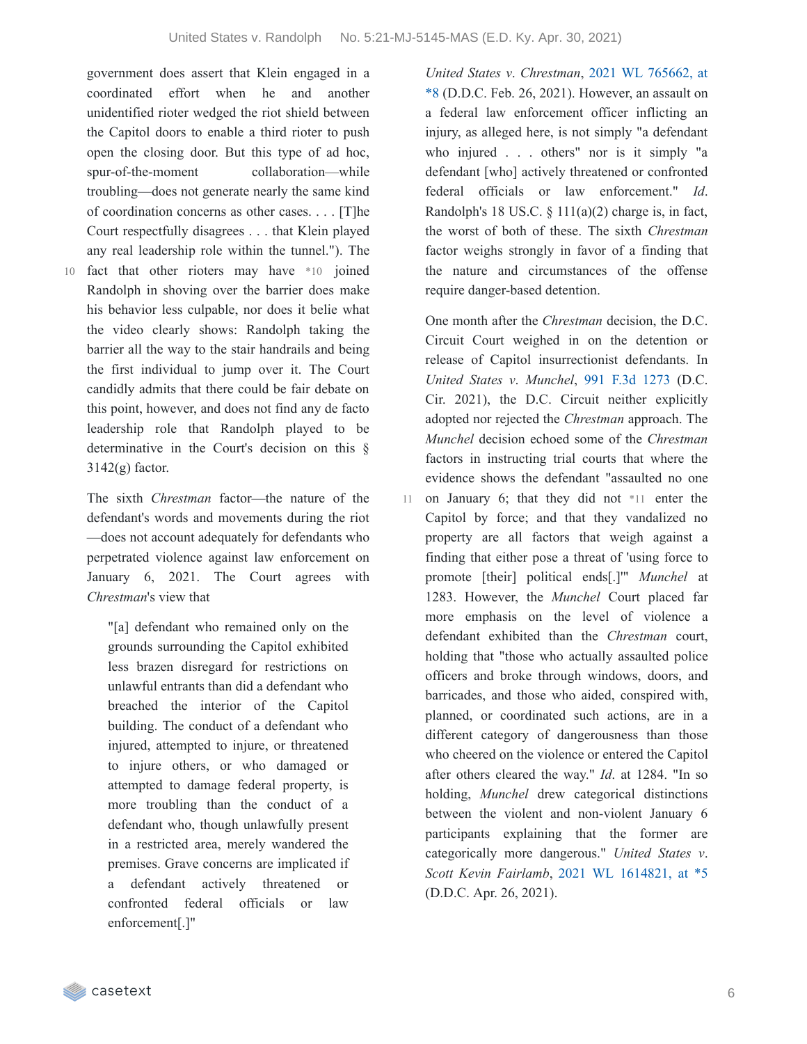government does assert that Klein engaged in a coordinated effort when he and another unidentified rioter wedged the riot shield between the Capitol doors to enable a third rioter to push open the closing door. But this type of ad hoc, spur-of-the-moment collaboration—while troubling—does not generate nearly the same kind of coordination concerns as other cases. . . . [T]he Court respectfully disagrees . . . that Klein played any real leadership role within the tunnel."). The fact that other rioters may have *10 joined Randolph in shoving over the barrier does make his behavior less culpable, nor does it belie what the video clearly shows: Randolph taking the barrier all the way to the stair handrails and being the first individual to jump over it. The Court candidly admits that there could be fair debate on this point, however, and does not find any de facto leadership role that Randolph played to be determinative in the Court's decision on this § 3142(g) factor.

The sixth *Chrestman* factor—the nature of the defendant's words and movements during the riot—does not account adequately for defendants who perpetrated violence against law enforcement on January 6, 2021. The Court agrees with *Chrestman*'s view that

> "[a] defendant who remained only on the grounds surrounding the Capitol exhibited less brazen disregard for restrictions on unlawful entrants than did a defendant who breached the interior of the Capitol building. The conduct of a defendant who injured, attempted to injure, or threatened to injure others, or who damaged or attempted to damage federal property, is more troubling than the conduct of a defendant who, though unlawfully present in a restricted area, merely wandered the premises. Grave concerns are implicated if a defendant actively threatened or confronted federal officials or law enforcement[.]"

*United States v. Chrestman*, 2021 WL 765662, at *8 (D.D.C. Feb. 26, 2021). However, an assault on a federal law enforcement officer inflicting an injury, as alleged here, is not simply "a defendant who injured . . . others" nor is it simply "a defendant [who] actively threatened or confronted federal officials or law enforcement." *Id*. Randolph's 18 US.C. § 111(a)(2) charge is, in fact, the worst of both of these. The sixth *Chrestman* factor weighs strongly in favor of a finding that the nature and circumstances of the offense require danger-based detention.

One month after the *Chrestman* decision, the D.C. Circuit Court weighed in on the detention or release of Capitol insurrectionist defendants. In *United States v. Munchel*, 991 F.3d 1273 (D.C. Cir. 2021), the D.C. Circuit neither explicitly adopted nor rejected the *Chrestman* approach. The *Munchel* decision echoed some of the *Chrestman* factors in instructing trial courts that where the evidence shows the defendant "assaulted no one on January 6; that they did not *11 enter the Capitol by force; and that they vandalized no property are all factors that weigh against a finding that either pose a threat of 'using force to promote [their] political ends[.]'" *Munchel* at 1283. However, the *Munchel* Court placed far more emphasis on the level of violence a defendant exhibited than the *Chrestman* court, holding that "those who actually assaulted police officers and broke through windows, doors, and barricades, and those who aided, conspired with, planned, or coordinated such actions, are in a different category of dangerousness than those who cheered on the violence or entered the Capitol after others cleared the way." *Id*. at 1284. "In so holding, *Munchel* drew categorical distinctions between the violent and non-violent January 6 participants explaining that the former are categorically more dangerous." *United States v. Scott Kevin Fairlamb*, 2021 WL 1614821, at *5 (D.D.C. Apr. 26, 2021).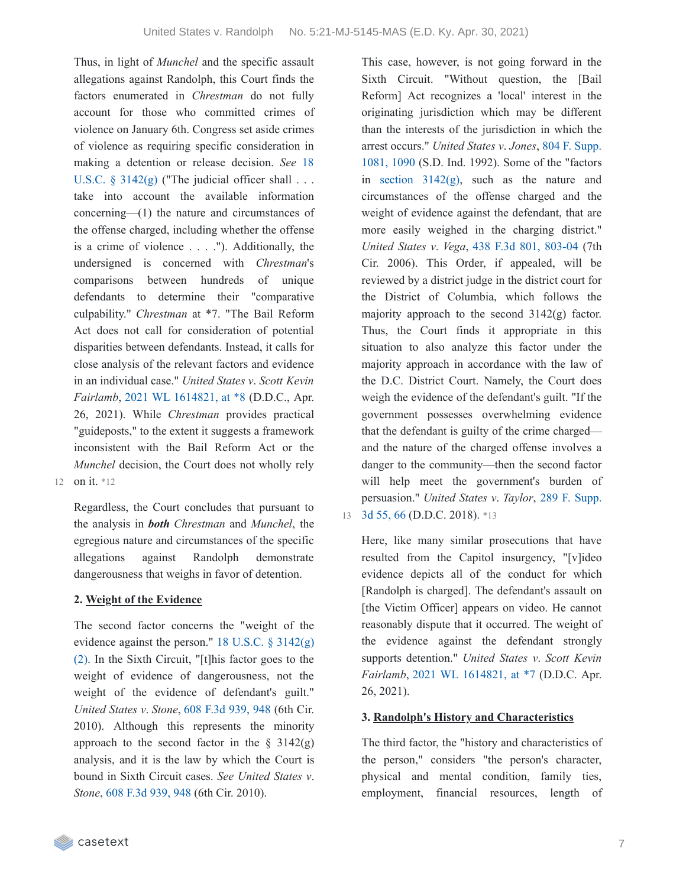Thus, in light of *Munchel* and the specific assault allegations against Randolph, this Court finds the factors enumerated in *Chrestman* do not fully account for those who committed crimes of violence on January 6th. Congress set aside crimes of violence as requiring specific consideration in making a detention or release decision. *See* 18 U.S.C. § 3142(g) ("The judicial officer shall . . . take into account the available information concerning—(1) the nature and circumstances of the offense charged, including whether the offense is a crime of violence . . . ."). Additionally, the undersigned is concerned with *Chrestman*'s comparisons between hundreds of unique defendants to determine their "comparative culpability." *Chrestman* at *7. "The Bail Reform Act does not call for consideration of potential disparities between defendants. Instead, it calls for close analysis of the relevant factors and evidence in an individual case." *United States v. Scott Kevin Fairlamb*, 2021 WL 1614821, at *8 (D.D.C., Apr. 26, 2021). While *Chrestman* provides practical "guideposts," to the extent it suggests a framework inconsistent with the Bail Reform Act or the *Munchel* decision, the Court does not wholly rely on it. *12

Regardless, the Court concludes that pursuant to the analysis in ***both*** *Chrestman* and *Munchel*, the egregious nature and circumstances of the specific allegations against Randolph demonstrate dangerousness that weighs in favor of detention.

**2. Weight of the Evidence**

The second factor concerns the "weight of the evidence against the person." 18 U.S.C. § 3142(g)(2). In the Sixth Circuit, "[t]his factor goes to the weight of evidence of dangerousness, not the weight of the evidence of defendant's guilt." *United States v. Stone*, 608 F.3d 939, 948 (6th Cir. 2010). Although this represents the minority approach to the second factor in the § 3142(g) analysis, and it is the law by which the Court is bound in Sixth Circuit cases. *See United States v. Stone*, 608 F.3d 939, 948 (6th Cir. 2010).

This case, however, is not going forward in the Sixth Circuit. "Without question, the [Bail Reform] Act recognizes a 'local' interest in the originating jurisdiction which may be different than the interests of the jurisdiction in which the arrest occurs." *United States v. Jones*, 804 F. Supp. 1081, 1090 (S.D. Ind. 1992). Some of the "factors in section 3142(g), such as the nature and circumstances of the offense charged and the weight of evidence against the defendant, that are more easily weighed in the charging district." *United States v. Vega*, 438 F.3d 801, 803-04 (7th Cir. 2006). This Order, if appealed, will be reviewed by a district judge in the district court for the District of Columbia, which follows the majority approach to the second 3142(g) factor. Thus, the Court finds it appropriate in this situation to also analyze this factor under the majority approach in accordance with the law of the D.C. District Court. Namely, the Court does weigh the evidence of the defendant's guilt. "If the government possesses overwhelming evidence that the defendant is guilty of the crime charged—and the nature of the charged offense involves a danger to the community—then the second factor will help meet the government's burden of persuasion." *United States v. Taylor*, 289 F. Supp. 3d 55, 66 (D.D.C. 2018). *13

Here, like many similar prosecutions that have resulted from the Capitol insurgency, "[v]ideo evidence depicts all of the conduct for which [Randolph is charged]. The defendant's assault on [the Victim Officer] appears on video. He cannot reasonably dispute that it occurred. The weight of the evidence against the defendant strongly supports detention." *United States v. Scott Kevin Fairlamb*, 2021 WL 1614821, at *7 (D.D.C. Apr. 26, 2021).

**3. Randolph's History and Characteristics**

The third factor, the "history and characteristics of the person," considers "the person's character, physical and mental condition, family ties, employment, financial resources, length of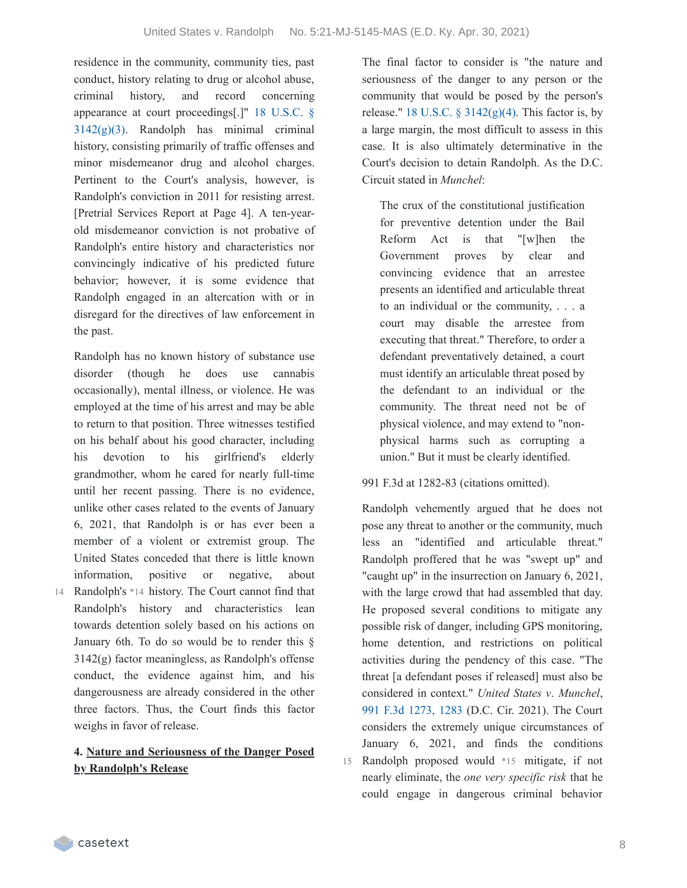residence in the community, community ties, past conduct, history relating to drug or alcohol abuse, criminal history, and record concerning appearance at court proceedings[.]" 18 U.S.C. § 3142(g)(3). Randolph has minimal criminal history, consisting primarily of traffic offenses and minor misdemeanor drug and alcohol charges. Pertinent to the Court's analysis, however, is Randolph's conviction in 2011 for resisting arrest. [Pretrial Services Report at Page 4]. A ten-year-old misdemeanor conviction is not probative of Randolph's entire history and characteristics nor convincingly indicative of his predicted future behavior; however, it is some evidence that Randolph engaged in an altercation with or in disregard for the directives of law enforcement in the past.

Randolph has no known history of substance use disorder (though he does use cannabis occasionally), mental illness, or violence. He was employed at the time of his arrest and may be able to return to that position. Three witnesses testified on his behalf about his good character, including his devotion to his girlfriend's elderly grandmother, whom he cared for nearly full-time until her recent passing. There is no evidence, unlike other cases related to the events of January 6, 2021, that Randolph is or has ever been a member of a violent or extremist group. The United States conceded that there is little known information, positive or negative, about Randolph's *14 history. The Court cannot find that Randolph's history and characteristics lean towards detention solely based on his actions on January 6th. To do so would be to render this § 3142(g) factor meaningless, as Randolph's offense conduct, the evidence against him, and his dangerousness are already considered in the other three factors. Thus, the Court finds this factor weighs in favor of release.

**4. <u>Nature and Seriousness of the Danger Posed by Randolph's Release</u>**

The final factor to consider is "the nature and seriousness of the danger to any person or the community that would be posed by the person's release." 18 U.S.C. § 3142(g)(4). This factor is, by a large margin, the most difficult to assess in this case. It is also ultimately determinative in the Court's decision to detain Randolph. As the D.C. Circuit stated in *Munchel*:

> The crux of the constitutional justification for preventive detention under the Bail Reform Act is that "[w]hen the Government proves by clear and convincing evidence that an arrestee presents an identified and articulable threat to an individual or the community, . . . a court may disable the arrestee from executing that threat." Therefore, to order a defendant preventatively detained, a court must identify an articulable threat posed by the defendant to an individual or the community. The threat need not be of physical violence, and may extend to "non-physical harms such as corrupting a union." But it must be clearly identified.

991 F.3d at 1282-83 (citations omitted).

Randolph vehemently argued that he does not pose any threat to another or the community, much less an "identified and articulable threat." Randolph proffered that he was "swept up" and "caught up" in the insurrection on January 6, 2021, with the large crowd that had assembled that day. He proposed several conditions to mitigate any possible risk of danger, including GPS monitoring, home detention, and restrictions on political activities during the pendency of this case. "The threat [a defendant poses if released] must also be considered in context." *United States v. Munchel*, 991 F.3d 1273, 1283 (D.C. Cir. 2021). The Court considers the extremely unique circumstances of January 6, 2021, and finds the conditions Randolph proposed would *15 mitigate, if not nearly eliminate, the *one very specific risk* that he could engage in dangerous criminal behavior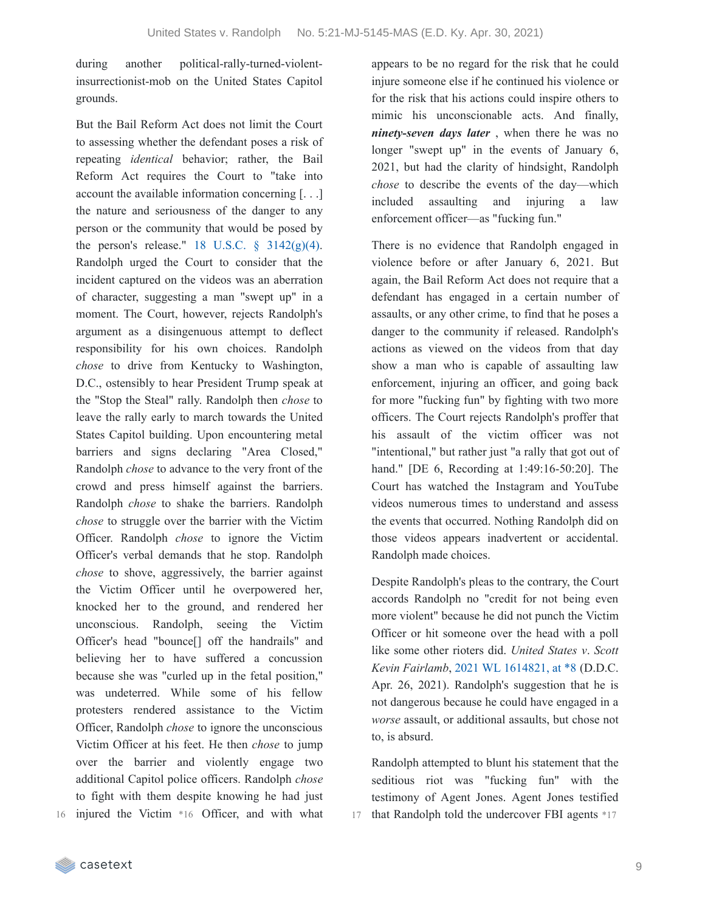during another political-rally-turned-violent-insurrectionist-mob on the United States Capitol grounds.

But the Bail Reform Act does not limit the Court to assessing whether the defendant poses a risk of repeating *identical* behavior; rather, the Bail Reform Act requires the Court to "take into account the available information concerning [. . .] the nature and seriousness of the danger to any person or the community that would be posed by the person's release." 18 U.S.C. § 3142(g)(4). Randolph urged the Court to consider that the incident captured on the videos was an aberration of character, suggesting a man "swept up" in a moment. The Court, however, rejects Randolph's argument as a disingenuous attempt to deflect responsibility for his own choices. Randolph *chose* to drive from Kentucky to Washington, D.C., ostensibly to hear President Trump speak at the "Stop the Steal" rally. Randolph then *chose* to leave the rally early to march towards the United States Capitol building. Upon encountering metal barriers and signs declaring "Area Closed," Randolph *chose* to advance to the very front of the crowd and press himself against the barriers. Randolph *chose* to shake the barriers. Randolph *chose* to struggle over the barrier with the Victim Officer. Randolph *chose* to ignore the Victim Officer's verbal demands that he stop. Randolph *chose* to shove, aggressively, the barrier against the Victim Officer until he overpowered her, knocked her to the ground, and rendered her unconscious. Randolph, seeing the Victim Officer's head "bounce[] off the handrails" and believing her to have suffered a concussion because she was "curled up in the fetal position," was undeterred. While some of his fellow protesters rendered assistance to the Victim Officer, Randolph *chose* to ignore the unconscious Victim Officer at his feet. He then *chose* to jump over the barrier and violently engage two additional Capitol police officers. Randolph *chose* to fight with them despite knowing he had just injured the Victim *16 Officer, and with what appears to be no regard for the risk that he could injure someone else if he continued his violence or for the risk that his actions could inspire others to mimic his unconscionable acts. And finally, ***ninety-seven days later*** , when there he was no longer "swept up" in the events of January 6, 2021, but had the clarity of hindsight, Randolph *chose* to describe the events of the day—which included assaulting and injuring a law enforcement officer—as "fucking fun."

There is no evidence that Randolph engaged in violence before or after January 6, 2021. But again, the Bail Reform Act does not require that a defendant has engaged in a certain number of assaults, or any other crime, to find that he poses a danger to the community if released. Randolph's actions as viewed on the videos from that day show a man who is capable of assaulting law enforcement, injuring an officer, and going back for more "fucking fun" by fighting with two more officers. The Court rejects Randolph's proffer that his assault of the victim officer was not "intentional," but rather just "a rally that got out of hand." [DE 6, Recording at 1:49:16-50:20]. The Court has watched the Instagram and YouTube videos numerous times to understand and assess the events that occurred. Nothing Randolph did on those videos appears inadvertent or accidental. Randolph made choices.

Despite Randolph's pleas to the contrary, the Court accords Randolph no "credit for not being even more violent" because he did not punch the Victim Officer or hit someone over the head with a poll like some other rioters did. *United States v. Scott Kevin Fairlamb*, 2021 WL 1614821, at *8 (D.D.C. Apr. 26, 2021). Randolph's suggestion that he is not dangerous because he could have engaged in a *worse* assault, or additional assaults, but chose not to, is absurd.

Randolph attempted to blunt his statement that the seditious riot was "fucking fun" with the testimony of Agent Jones. Agent Jones testified that Randolph told the undercover FBI agents *17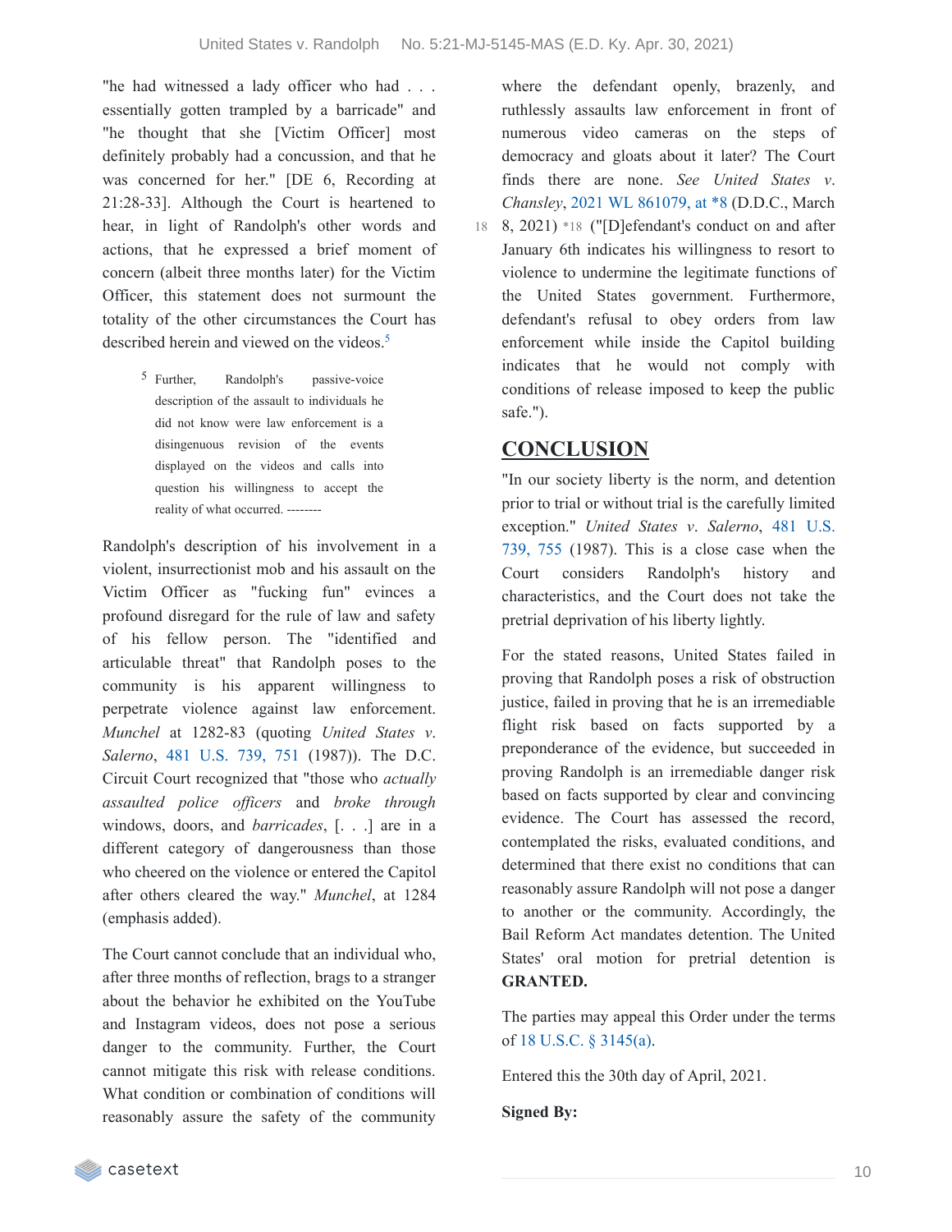"he had witnessed a lady officer who had . . . essentially gotten trampled by a barricade" and "he thought that she [Victim Officer] most definitely probably had a concussion, and that he was concerned for her." [DE 6, Recording at 21:28-33]. Although the Court is heartened to hear, in light of Randolph's other words and actions, that he expressed a brief moment of concern (albeit three months later) for the Victim Officer, this statement does not surmount the totality of the other circumstances the Court has described herein and viewed on the videos.[5]

> [5] Further, Randolph's passive-voice description of the assault to individuals he did not know were law enforcement is a disingenuous revision of the events displayed on the videos and calls into question his willingness to accept the reality of what occurred. --------

Randolph's description of his involvement in a violent, insurrectionist mob and his assault on the Victim Officer as "fucking fun" evinces a profound disregard for the rule of law and safety of his fellow person. The "identified and articulable threat" that Randolph poses to the community is his apparent willingness to perpetrate violence against law enforcement. *Munchel* at 1282-83 (quoting *United States v. Salerno*, 481 U.S. 739, 751 (1987)). The D.C. Circuit Court recognized that "those who *actually assaulted police officers* and *broke through* windows, doors, and *barricades*, [. . .] are in a different category of dangerousness than those who cheered on the violence or entered the Capitol after others cleared the way." *Munchel*, at 1284 (emphasis added).

The Court cannot conclude that an individual who, after three months of reflection, brags to a stranger about the behavior he exhibited on the YouTube and Instagram videos, does not pose a serious danger to the community. Further, the Court cannot mitigate this risk with release conditions. What condition or combination of conditions will reasonably assure the safety of the community where the defendant openly, brazenly, and ruthlessly assaults law enforcement in front of numerous video cameras on the steps of democracy and gloats about it later? The Court finds there are none. *See United States v. Chansley*, 2021 WL 861079, at *8 (D.D.C., March 8, 2021) *18 ("[D]efendant's conduct on and after January 6th indicates his willingness to resort to violence to undermine the legitimate functions of the United States government. Furthermore, defendant's refusal to obey orders from law enforcement while inside the Capitol building indicates that he would not comply with conditions of release imposed to keep the public safe.").

## CONCLUSION

"In our society liberty is the norm, and detention prior to trial or without trial is the carefully limited exception." *United States v. Salerno*, 481 U.S. 739, 755 (1987). This is a close case when the Court considers Randolph's history and characteristics, and the Court does not take the pretrial deprivation of his liberty lightly.

For the stated reasons, United States failed in proving that Randolph poses a risk of obstruction justice, failed in proving that he is an irremediable flight risk based on facts supported by a preponderance of the evidence, but succeeded in proving Randolph is an irremediable danger risk based on facts supported by clear and convincing evidence. The Court has assessed the record, contemplated the risks, evaluated conditions, and determined that there exist no conditions that can reasonably assure Randolph will not pose a danger to another or the community. Accordingly, the Bail Reform Act mandates detention. The United States' oral motion for pretrial detention is **GRANTED.**

The parties may appeal this Order under the terms of 18 U.S.C. § 3145(a).

Entered this the 30th day of April, 2021.

**Signed By:**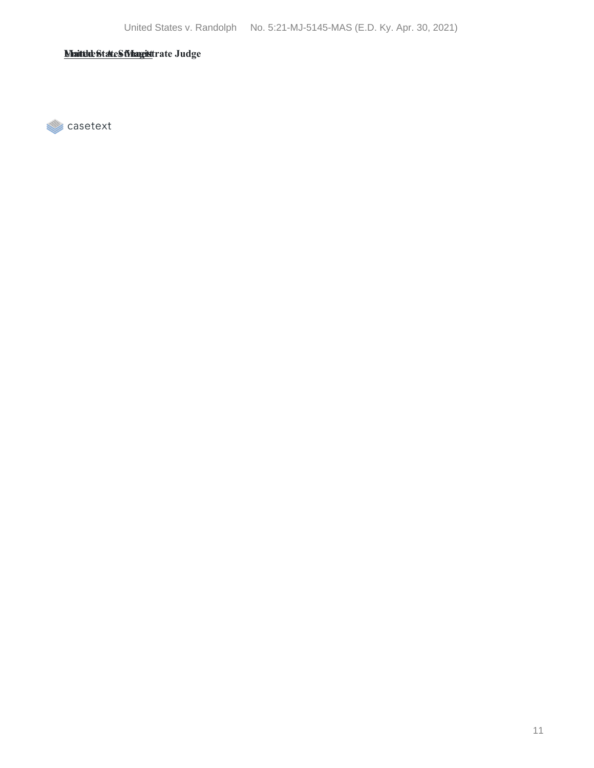**Matthew A. Stinnett**

**United States Magistrate Judge**